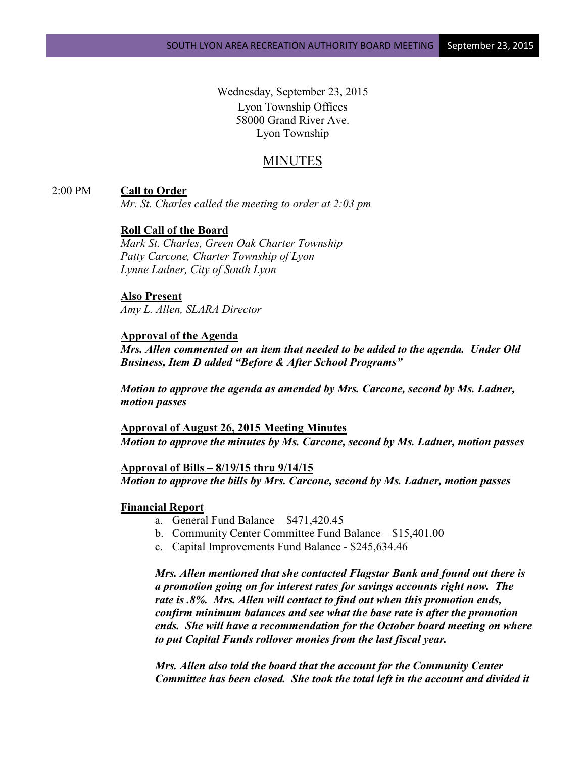Wednesday, September 23, 2015
Lyon Township Offices
58000 Grand River Ave.
Lyon Township

# MINUTES

2:00 PM **Call to Order**

*Mr. St. Charles called the meeting to order at 2:03 pm*

**Roll Call of the Board**

*Mark St. Charles, Green Oak Charter Township*
*Patty Carcone, Charter Township of Lyon*
*Lynne Ladner, City of South Lyon*

**Also Present**

*Amy L. Allen, SLARA Director*

**Approval of the Agenda**

***Mrs. Allen commented on an item that needed to be added to the agenda. Under Old Business, Item D added "Before & After School Programs"***

***Motion to approve the agenda as amended by Mrs. Carcone, second by Ms. Ladner, motion passes***

**Approval of August 26, 2015 Meeting Minutes**

***Motion to approve the minutes by Ms. Carcone, second by Ms. Ladner, motion passes***

**Approval of Bills – 8/19/15 thru 9/14/15**

***Motion to approve the bills by Mrs. Carcone, second by Ms. Ladner, motion passes***

**Financial Report**

a. General Fund Balance – $471,420.45
b. Community Center Committee Fund Balance – $15,401.00
c. Capital Improvements Fund Balance - $245,634.46

***Mrs. Allen mentioned that she contacted Flagstar Bank and found out there is a promotion going on for interest rates for savings accounts right now. The rate is .8%. Mrs. Allen will contact to find out when this promotion ends, confirm minimum balances and see what the base rate is after the promotion ends. She will have a recommendation for the October board meeting on where to put Capital Funds rollover monies from the last fiscal year.***

***Mrs. Allen also told the board that the account for the Community Center Committee has been closed. She took the total left in the account and divided it***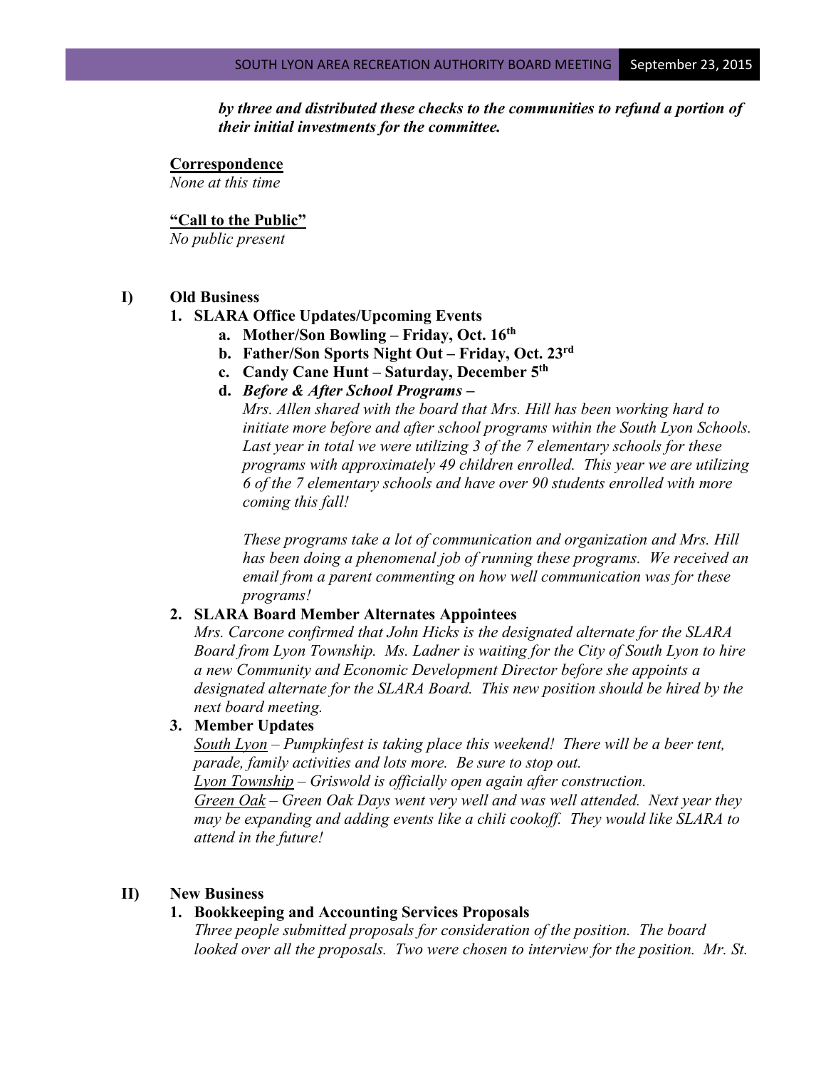***by three and distributed these checks to the communities to refund a portion of their initial investments for the committee.***

**Correspondence**

*None at this time*

**"Call to the Public"**

*No public present*

**I) Old Business**

**1. SLARA Office Updates/Upcoming Events**

**a. Mother/Son Bowling – Friday, Oct. 16th**

**b. Father/Son Sports Night Out – Friday, Oct. 23rd**

**c. Candy Cane Hunt – Saturday, December 5th**

**d. *Before & After School Programs –***

*Mrs. Allen shared with the board that Mrs. Hill has been working hard to initiate more before and after school programs within the South Lyon Schools. Last year in total we were utilizing 3 of the 7 elementary schools for these programs with approximately 49 children enrolled. This year we are utilizing 6 of the 7 elementary schools and have over 90 students enrolled with more coming this fall!*

*These programs take a lot of communication and organization and Mrs. Hill has been doing a phenomenal job of running these programs. We received an email from a parent commenting on how well communication was for these programs!*

**2. SLARA Board Member Alternates Appointees**

*Mrs. Carcone confirmed that John Hicks is the designated alternate for the SLARA Board from Lyon Township. Ms. Ladner is waiting for the City of South Lyon to hire a new Community and Economic Development Director before she appoints a designated alternate for the SLARA Board. This new position should be hired by the next board meeting.*

**3. Member Updates**

*South Lyon – Pumpkinfest is taking place this weekend! There will be a beer tent, parade, family activities and lots more. Be sure to stop out.*

*Lyon Township – Griswold is officially open again after construction.*

*Green Oak – Green Oak Days went very well and was well attended. Next year they may be expanding and adding events like a chili cookoff. They would like SLARA to attend in the future!*

**II) New Business**

**1. Bookkeeping and Accounting Services Proposals**

*Three people submitted proposals for consideration of the position. The board looked over all the proposals. Two were chosen to interview for the position. Mr. St.*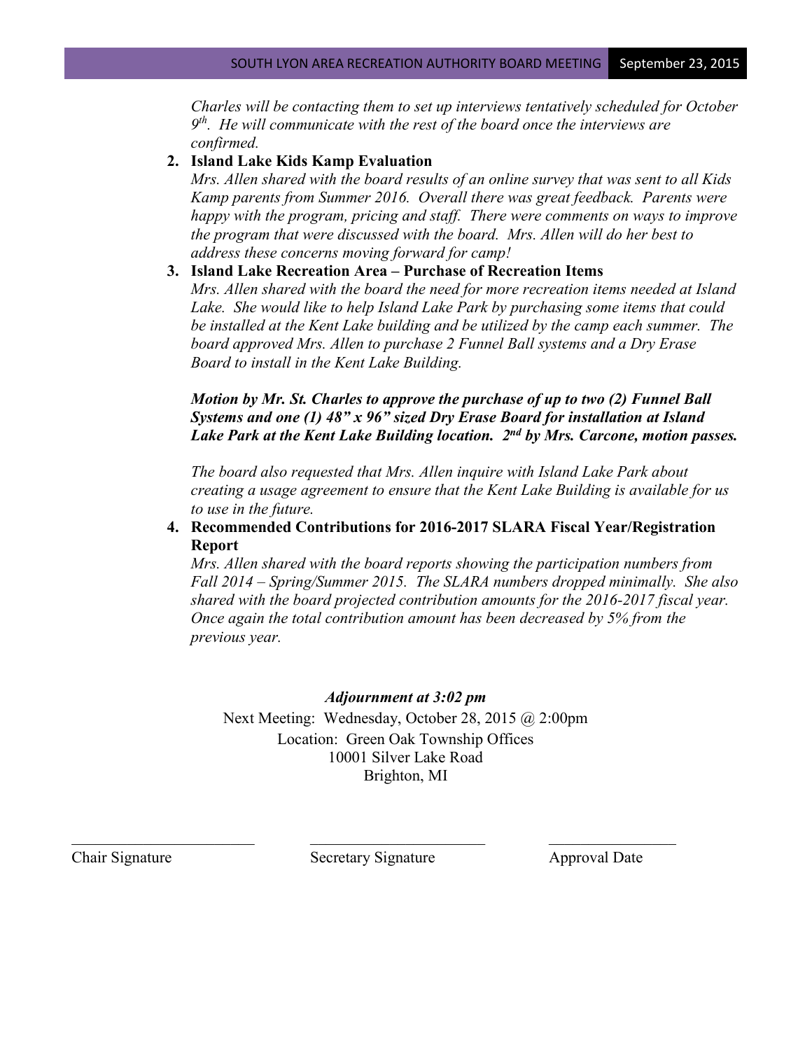*Charles will be contacting them to set up interviews tentatively scheduled for October 9th. He will communicate with the rest of the board once the interviews are confirmed.*

2. **Island Lake Kids Kamp Evaluation**
   *Mrs. Allen shared with the board results of an online survey that was sent to all Kids Kamp parents from Summer 2016. Overall there was great feedback. Parents were happy with the program, pricing and staff. There were comments on ways to improve the program that were discussed with the board. Mrs. Allen will do her best to address these concerns moving forward for camp!*

3. **Island Lake Recreation Area – Purchase of Recreation Items**
   *Mrs. Allen shared with the board the need for more recreation items needed at Island Lake. She would like to help Island Lake Park by purchasing some items that could be installed at the Kent Lake building and be utilized by the camp each summer. The board approved Mrs. Allen to purchase 2 Funnel Ball systems and a Dry Erase Board to install in the Kent Lake Building.*

   ***Motion by Mr. St. Charles to approve the purchase of up to two (2) Funnel Ball Systems and one (1) 48" x 96" sized Dry Erase Board for installation at Island Lake Park at the Kent Lake Building location. 2nd by Mrs. Carcone, motion passes.***

   *The board also requested that Mrs. Allen inquire with Island Lake Park about creating a usage agreement to ensure that the Kent Lake Building is available for us to use in the future.*

4. **Recommended Contributions for 2016-2017 SLARA Fiscal Year/Registration Report**
   *Mrs. Allen shared with the board reports showing the participation numbers from Fall 2014 – Spring/Summer 2015. The SLARA numbers dropped minimally. She also shared with the board projected contribution amounts for the 2016-2017 fiscal year. Once again the total contribution amount has been decreased by 5% from the previous year.*

***Adjournment at 3:02 pm***

Next Meeting: Wednesday, October 28, 2015 @ 2:00pm
Location: Green Oak Township Offices
10001 Silver Lake Road
Brighton, MI

\_\_\_\_\_\_\_\_\_\_\_\_\_\_\_\_\_\_\_\_\_\_\_\_ \_\_\_\_\_\_\_\_\_\_\_\_\_\_\_\_\_\_\_\_\_\_\_\_ \_\_\_\_\_\_\_\_\_\_\_\_\_\_\_\_\_\_

Chair Signature Secretary Signature Approval Date